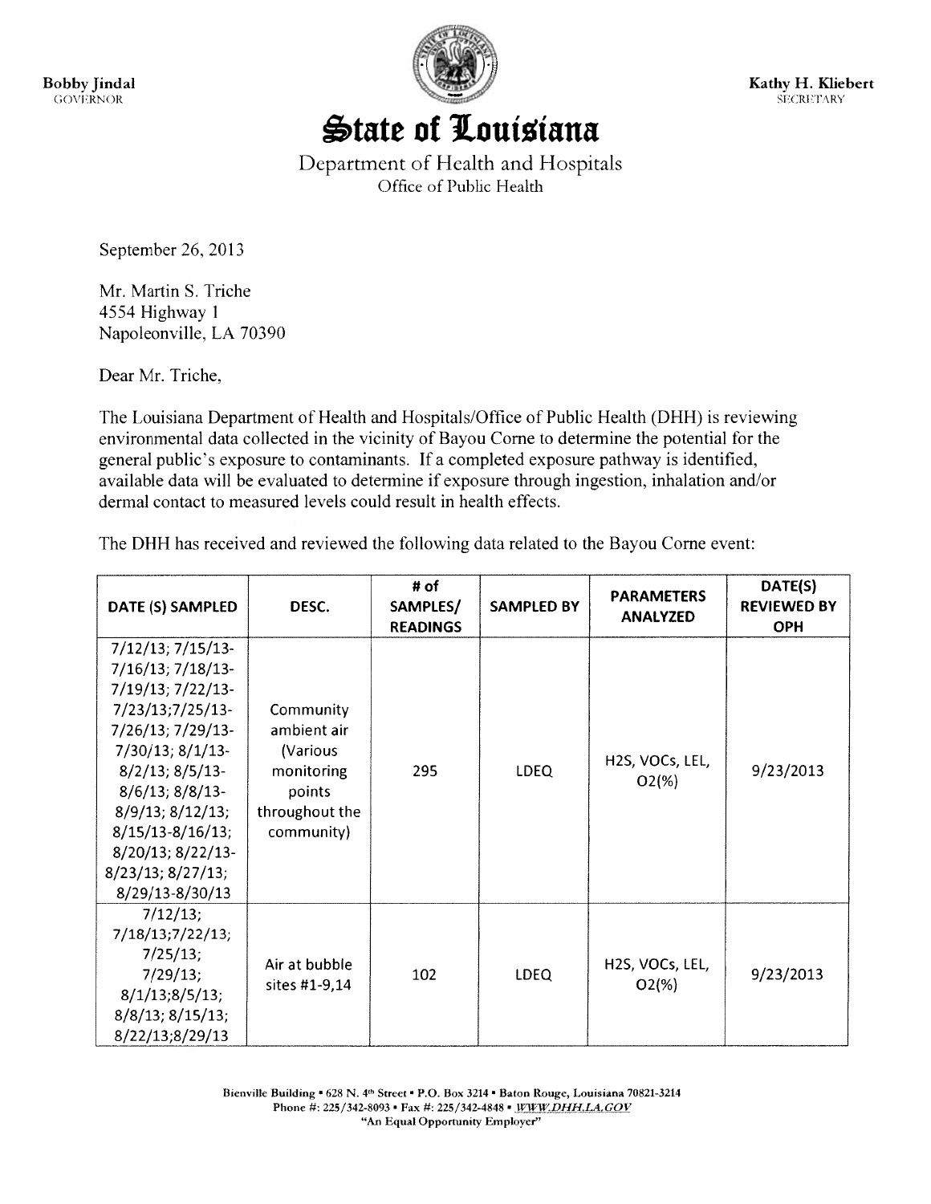Bobby Jindal
GOVERNOR

Kathy H. Kliebert
SECRETARY

# State of Louisiana

Department of Health and Hospitals
Office of Public Health

September 26, 2013

Mr. Martin S. Triche
4554 Highway 1
Napoleonville, LA 70390

Dear Mr. Triche,

The Louisiana Department of Health and Hospitals/Office of Public Health (DHH) is reviewing environmental data collected in the vicinity of Bayou Corne to determine the potential for the general public's exposure to contaminants. If a completed exposure pathway is identified, available data will be evaluated to determine if exposure through ingestion, inhalation and/or dermal contact to measured levels could result in health effects.

The DHH has received and reviewed the following data related to the Bayou Corne event:

| DATE (S) SAMPLED | DESC. | # of SAMPLES/ READINGS | SAMPLED BY | PARAMETERS ANALYZED | DATE(S) REVIEWED BY OPH |
|---|---|---|---|---|---|
| 7/12/13; 7/15/13-7/16/13; 7/18/13-7/19/13; 7/22/13-7/23/13;7/25/13-7/26/13; 7/29/13-7/30/13; 8/1/13-8/2/13; 8/5/13-8/6/13; 8/8/13-8/9/13; 8/12/13; 8/15/13-8/16/13; 8/20/13; 8/22/13-8/23/13; 8/27/13; 8/29/13-8/30/13 | Community ambient air (Various monitoring points throughout the community) | 295 | LDEQ | $H_2S$, VOCs, LEL, $O_2$(%) | 9/23/2013 |
| 7/12/13; 7/18/13;7/22/13; 7/25/13; 7/29/13; 8/1/13;8/5/13; 8/8/13; 8/15/13; 8/22/13;8/29/13 | Air at bubble sites #1-9,14 | 102 | LDEQ | $H_2S$, VOCs, LEL, $O_2$(%) | 9/23/2013 |

Bienville Building • 628 N. 4th Street • P.O. Box 3214 • Baton Rouge, Louisiana 70821-3214
Phone #: 225/342-8093 • Fax #: 225/342-4848 • WWW.DHH.LA.GOV
"An Equal Opportunity Employer"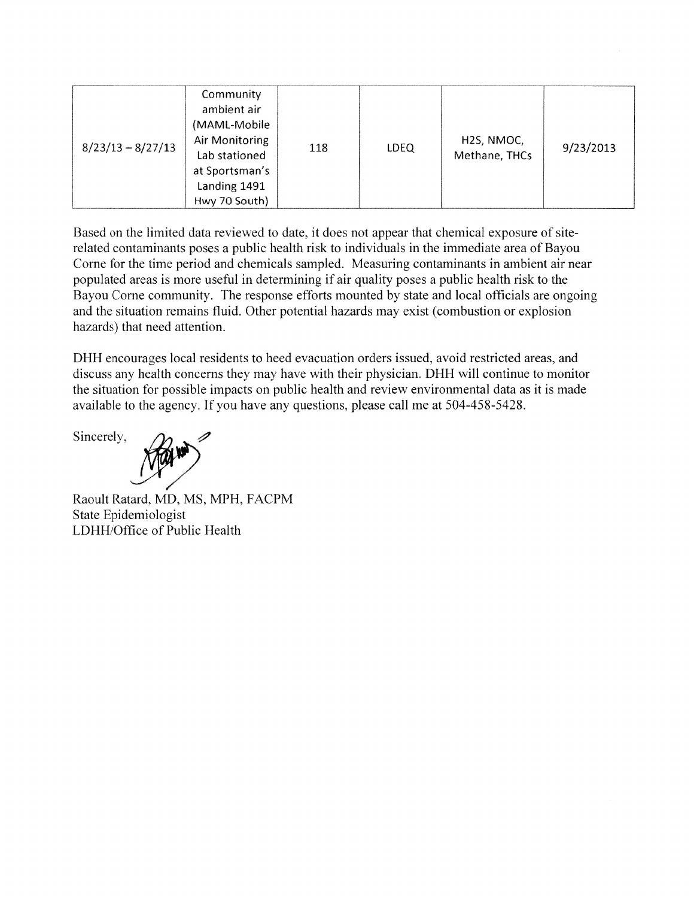| | | | | | |
|---|---|---|---|---|---|
| 8/23/13 – 8/27/13 | Community ambient air (MAML-Mobile Air Monitoring Lab stationed at Sportsman's Landing 1491 Hwy 70 South) | 118 | LDEQ | $H_2S$, NMOC, Methane, THCs | 9/23/2013 |

Based on the limited data reviewed to date, it does not appear that chemical exposure of site-related contaminants poses a public health risk to individuals in the immediate area of Bayou Corne for the time period and chemicals sampled. Measuring contaminants in ambient air near populated areas is more useful in determining if air quality poses a public health risk to the Bayou Corne community. The response efforts mounted by state and local officials are ongoing and the situation remains fluid. Other potential hazards may exist (combustion or explosion hazards) that need attention.

DHH encourages local residents to heed evacuation orders issued, avoid restricted areas, and discuss any health concerns they may have with their physician. DHH will continue to monitor the situation for possible impacts on public health and review environmental data as it is made available to the agency. If you have any questions, please call me at 504-458-5428.

Sincerely,

Raoult Ratard, MD, MS, MPH, FACPM
State Epidemiologist
LDHH/Office of Public Health